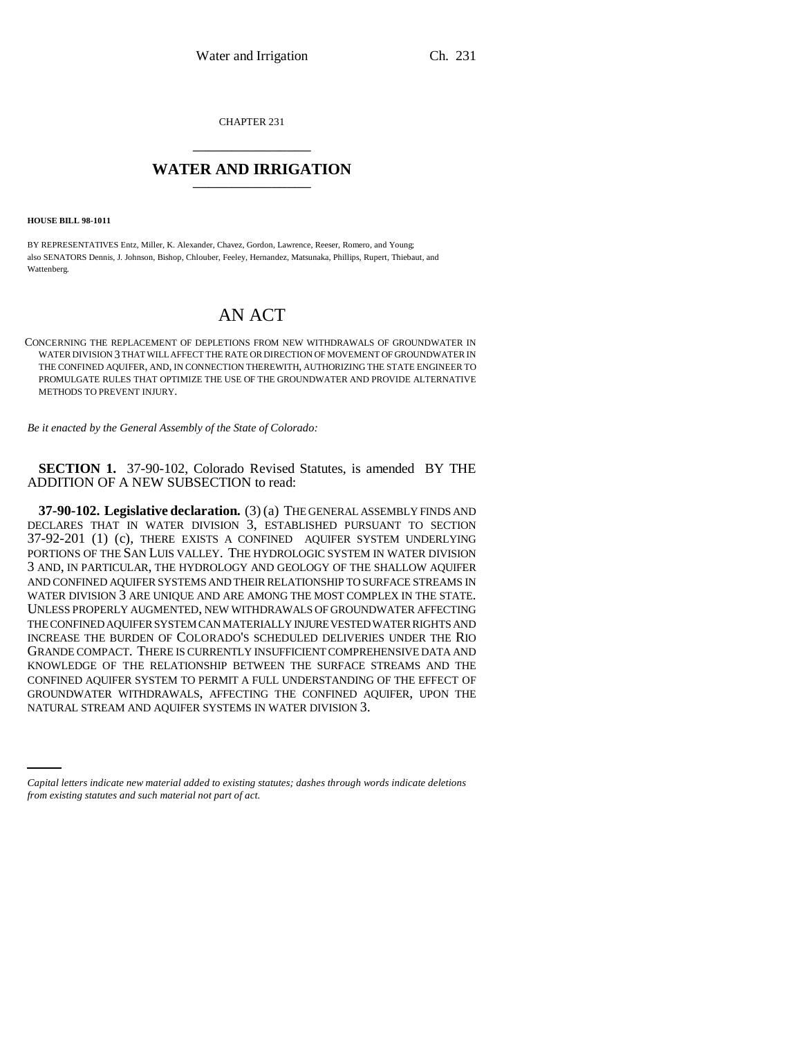CHAPTER 231

# WATER AND IRRIGATION

**HOUSE BILL 98-1011**

BY REPRESENTATIVES Entz, Miller, K. Alexander, Chavez, Gordon, Lawrence, Reeser, Romero, and Young;
also SENATORS Dennis, J. Johnson, Bishop, Chlouber, Feeley, Hernandez, Matsunaka, Phillips, Rupert, Thiebaut, and Wattenberg.

# AN ACT

CONCERNING THE REPLACEMENT OF DEPLETIONS FROM NEW WITHDRAWALS OF GROUNDWATER IN WATER DIVISION 3 THAT WILL AFFECT THE RATE OR DIRECTION OF MOVEMENT OF GROUNDWATER IN THE CONFINED AQUIFER, AND, IN CONNECTION THEREWITH, AUTHORIZING THE STATE ENGINEER TO PROMULGATE RULES THAT OPTIMIZE THE USE OF THE GROUNDWATER AND PROVIDE ALTERNATIVE METHODS TO PREVENT INJURY.

*Be it enacted by the General Assembly of the State of Colorado:*

**SECTION 1.** 37-90-102, Colorado Revised Statutes, is amended BY THE ADDITION OF A NEW SUBSECTION to read:

**37-90-102. Legislative declaration.** (3) (a) THE GENERAL ASSEMBLY FINDS AND DECLARES THAT IN WATER DIVISION 3, ESTABLISHED PURSUANT TO SECTION 37-92-201 (1) (c), THERE EXISTS A CONFINED AQUIFER SYSTEM UNDERLYING PORTIONS OF THE SAN LUIS VALLEY. THE HYDROLOGIC SYSTEM IN WATER DIVISION 3 AND, IN PARTICULAR, THE HYDROLOGY AND GEOLOGY OF THE SHALLOW AQUIFER AND CONFINED AQUIFER SYSTEMS AND THEIR RELATIONSHIP TO SURFACE STREAMS IN WATER DIVISION 3 ARE UNIQUE AND ARE AMONG THE MOST COMPLEX IN THE STATE. UNLESS PROPERLY AUGMENTED, NEW WITHDRAWALS OF GROUNDWATER AFFECTING THE CONFINED AQUIFER SYSTEM CAN MATERIALLY INJURE VESTED WATER RIGHTS AND INCREASE THE BURDEN OF COLORADO'S SCHEDULED DELIVERIES UNDER THE RIO GRANDE COMPACT. THERE IS CURRENTLY INSUFFICIENT COMPREHENSIVE DATA AND KNOWLEDGE OF THE RELATIONSHIP BETWEEN THE SURFACE STREAMS AND THE CONFINED AQUIFER SYSTEM TO PERMIT A FULL UNDERSTANDING OF THE EFFECT OF GROUNDWATER WITHDRAWALS, AFFECTING THE CONFINED AQUIFER, UPON THE NATURAL STREAM AND AQUIFER SYSTEMS IN WATER DIVISION 3.

*Capital letters indicate new material added to existing statutes; dashes through words indicate deletions from existing statutes and such material not part of act.*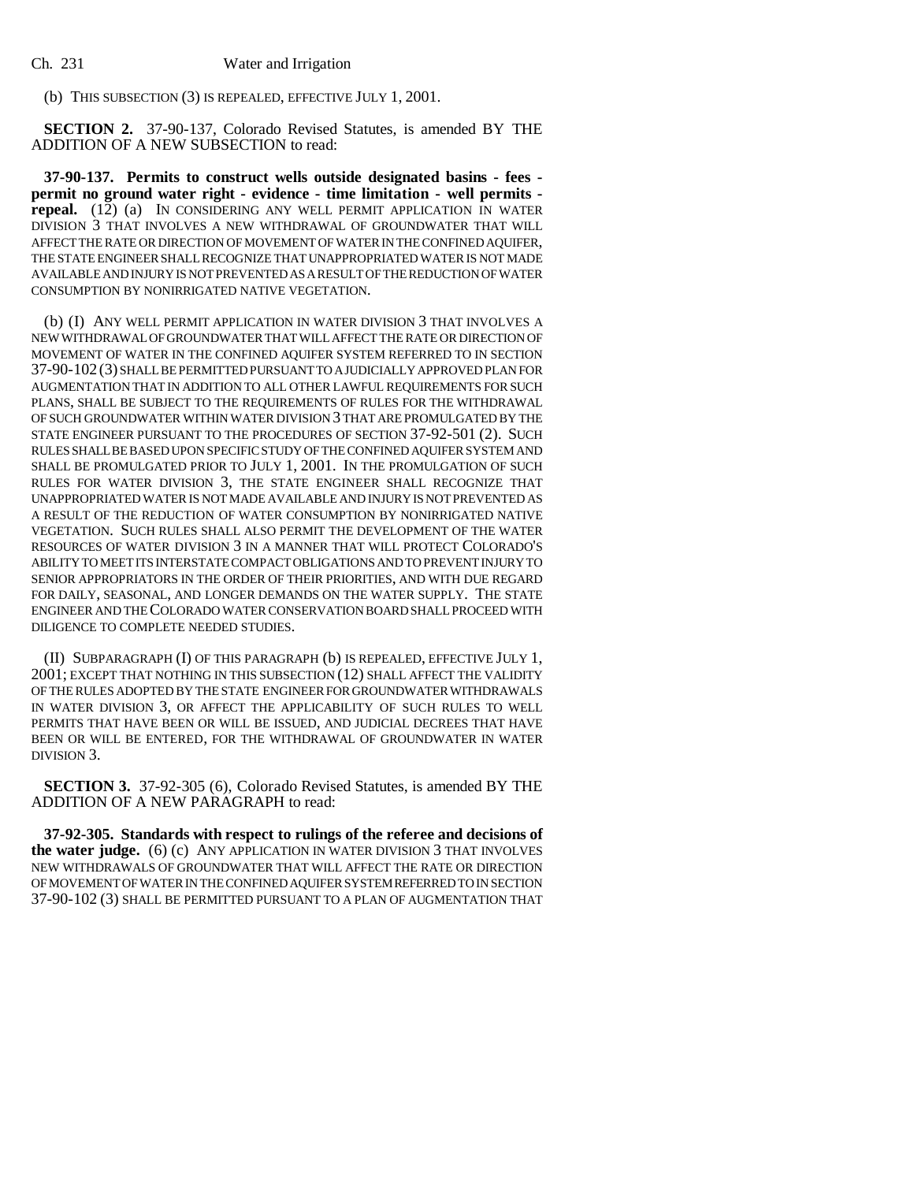(b) THIS SUBSECTION (3) IS REPEALED, EFFECTIVE JULY 1, 2001.

**SECTION 2.** 37-90-137, Colorado Revised Statutes, is amended BY THE ADDITION OF A NEW SUBSECTION to read:

**37-90-137. Permits to construct wells outside designated basins - fees - permit no ground water right - evidence - time limitation - well permits - repeal.** (12) (a) IN CONSIDERING ANY WELL PERMIT APPLICATION IN WATER DIVISION 3 THAT INVOLVES A NEW WITHDRAWAL OF GROUNDWATER THAT WILL AFFECT THE RATE OR DIRECTION OF MOVEMENT OF WATER IN THE CONFINED AQUIFER, THE STATE ENGINEER SHALL RECOGNIZE THAT UNAPPROPRIATED WATER IS NOT MADE AVAILABLE AND INJURY IS NOT PREVENTED AS A RESULT OF THE REDUCTION OF WATER CONSUMPTION BY NONIRRIGATED NATIVE VEGETATION.

(b) (I) ANY WELL PERMIT APPLICATION IN WATER DIVISION 3 THAT INVOLVES A NEW WITHDRAWAL OF GROUNDWATER THAT WILL AFFECT THE RATE OR DIRECTION OF MOVEMENT OF WATER IN THE CONFINED AQUIFER SYSTEM REFERRED TO IN SECTION 37-90-102 (3) SHALL BE PERMITTED PURSUANT TO A JUDICIALLY APPROVED PLAN FOR AUGMENTATION THAT IN ADDITION TO ALL OTHER LAWFUL REQUIREMENTS FOR SUCH PLANS, SHALL BE SUBJECT TO THE REQUIREMENTS OF RULES FOR THE WITHDRAWAL OF SUCH GROUNDWATER WITHIN WATER DIVISION 3 THAT ARE PROMULGATED BY THE STATE ENGINEER PURSUANT TO THE PROCEDURES OF SECTION 37-92-501 (2). SUCH RULES SHALL BE BASED UPON SPECIFIC STUDY OF THE CONFINED AQUIFER SYSTEM AND SHALL BE PROMULGATED PRIOR TO JULY 1, 2001. IN THE PROMULGATION OF SUCH RULES FOR WATER DIVISION 3, THE STATE ENGINEER SHALL RECOGNIZE THAT UNAPPROPRIATED WATER IS NOT MADE AVAILABLE AND INJURY IS NOT PREVENTED AS A RESULT OF THE REDUCTION OF WATER CONSUMPTION BY NONIRRIGATED NATIVE VEGETATION. SUCH RULES SHALL ALSO PERMIT THE DEVELOPMENT OF THE WATER RESOURCES OF WATER DIVISION 3 IN A MANNER THAT WILL PROTECT COLORADO'S ABILITY TO MEET ITS INTERSTATE COMPACT OBLIGATIONS AND TO PREVENT INJURY TO SENIOR APPROPRIATORS IN THE ORDER OF THEIR PRIORITIES, AND WITH DUE REGARD FOR DAILY, SEASONAL, AND LONGER DEMANDS ON THE WATER SUPPLY. THE STATE ENGINEER AND THE COLORADO WATER CONSERVATION BOARD SHALL PROCEED WITH DILIGENCE TO COMPLETE NEEDED STUDIES.

(II) SUBPARAGRAPH (I) OF THIS PARAGRAPH (b) IS REPEALED, EFFECTIVE JULY 1, 2001; EXCEPT THAT NOTHING IN THIS SUBSECTION (12) SHALL AFFECT THE VALIDITY OF THE RULES ADOPTED BY THE STATE ENGINEER FOR GROUNDWATER WITHDRAWALS IN WATER DIVISION 3, OR AFFECT THE APPLICABILITY OF SUCH RULES TO WELL PERMITS THAT HAVE BEEN OR WILL BE ISSUED, AND JUDICIAL DECREES THAT HAVE BEEN OR WILL BE ENTERED, FOR THE WITHDRAWAL OF GROUNDWATER IN WATER DIVISION 3.

**SECTION 3.** 37-92-305 (6), Colorado Revised Statutes, is amended BY THE ADDITION OF A NEW PARAGRAPH to read:

**37-92-305. Standards with respect to rulings of the referee and decisions of the water judge.** (6) (c) ANY APPLICATION IN WATER DIVISION 3 THAT INVOLVES NEW WITHDRAWALS OF GROUNDWATER THAT WILL AFFECT THE RATE OR DIRECTION OF MOVEMENT OF WATER IN THE CONFINED AQUIFER SYSTEM REFERRED TO IN SECTION 37-90-102 (3) SHALL BE PERMITTED PURSUANT TO A PLAN OF AUGMENTATION THAT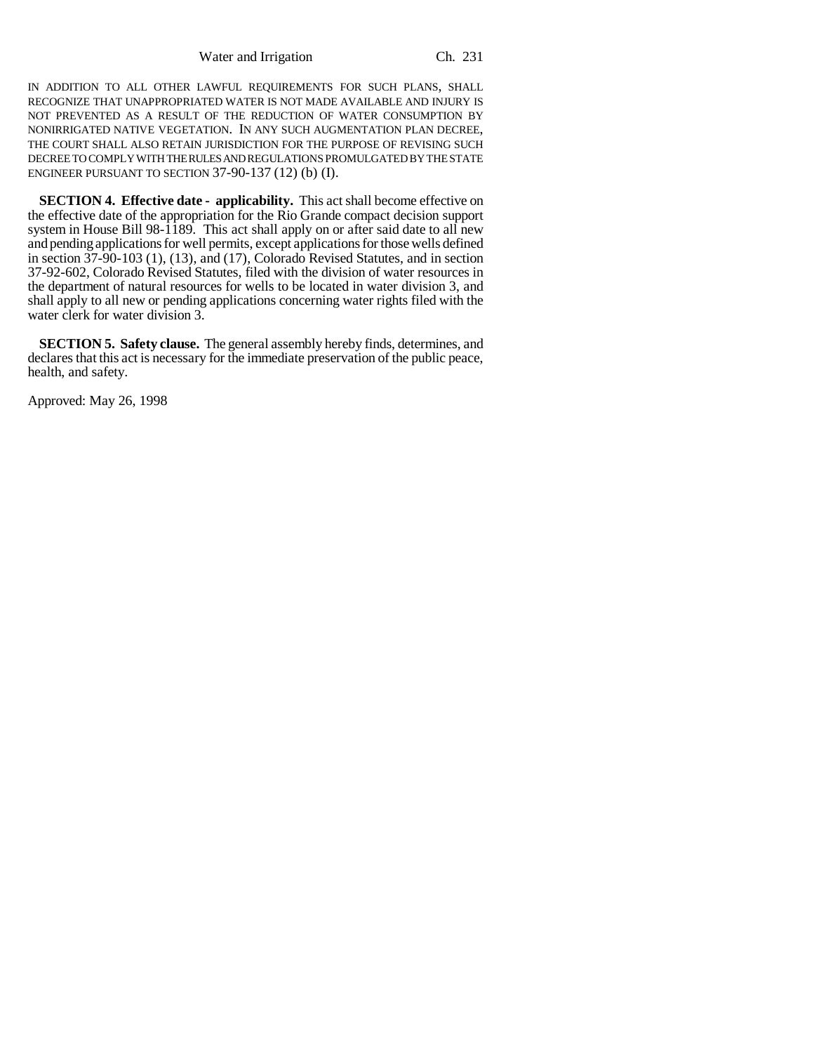IN ADDITION TO ALL OTHER LAWFUL REQUIREMENTS FOR SUCH PLANS, SHALL RECOGNIZE THAT UNAPPROPRIATED WATER IS NOT MADE AVAILABLE AND INJURY IS NOT PREVENTED AS A RESULT OF THE REDUCTION OF WATER CONSUMPTION BY NONIRRIGATED NATIVE VEGETATION. IN ANY SUCH AUGMENTATION PLAN DECREE, THE COURT SHALL ALSO RETAIN JURISDICTION FOR THE PURPOSE OF REVISING SUCH DECREE TO COMPLY WITH THE RULES AND REGULATIONS PROMULGATED BY THE STATE ENGINEER PURSUANT TO SECTION 37-90-137 (12) (b) (I).

**SECTION 4. Effective date - applicability.** This act shall become effective on the effective date of the appropriation for the Rio Grande compact decision support system in House Bill 98-1189. This act shall apply on or after said date to all new and pending applications for well permits, except applications for those wells defined in section 37-90-103 (1), (13), and (17), Colorado Revised Statutes, and in section 37-92-602, Colorado Revised Statutes, filed with the division of water resources in the department of natural resources for wells to be located in water division 3, and shall apply to all new or pending applications concerning water rights filed with the water clerk for water division 3.

**SECTION 5. Safety clause.** The general assembly hereby finds, determines, and declares that this act is necessary for the immediate preservation of the public peace, health, and safety.

Approved: May 26, 1998